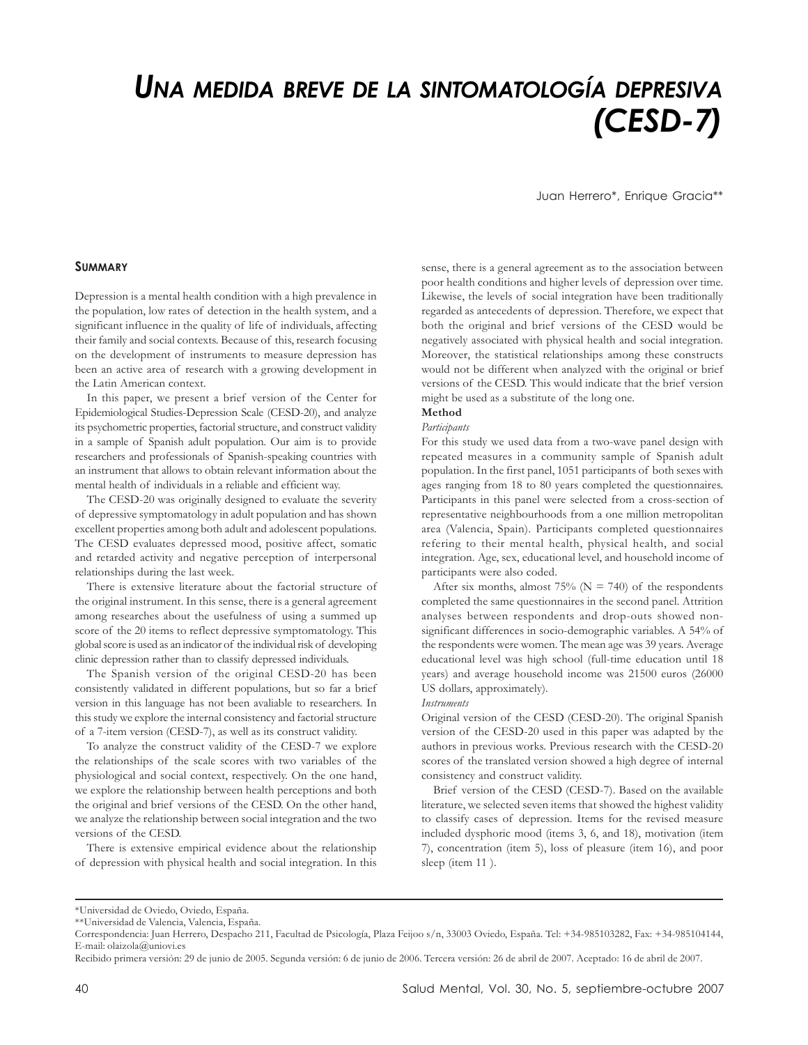# *Una medida breve de la sintomatología depresiva (CESD-7)*

Juan Herrero*, Enrique Gracia**

## Summary

Depression is a mental health condition with a high prevalence in the population, low rates of detection in the health system, and a significant influence in the quality of life of individuals, affecting their family and social contexts. Because of this, research focusing on the development of instruments to measure depression has been an active area of research with a growing development in the Latin American context.

In this paper, we present a brief version of the Center for Epidemiological Studies-Depression Scale (CESD-20), and analyze its psychometric properties, factorial structure, and construct validity in a sample of Spanish adult population. Our aim is to provide researchers and professionals of Spanish-speaking countries with an instrument that allows to obtain relevant information about the mental health of individuals in a reliable and efficient way.

The CESD-20 was originally designed to evaluate the severity of depressive symptomatology in adult population and has shown excellent properties among both adult and adolescent populations. The CESD evaluates depressed mood, positive affect, somatic and retarded activity and negative perception of interpersonal relationships during the last week.

There is extensive literature about the factorial structure of the original instrument. In this sense, there is a general agreement among researches about the usefulness of using a summed up score of the 20 items to reflect depressive symptomatology. This global score is used as an indicator of the individual risk of developing clinic depression rather than to classify depressed individuals.

The Spanish version of the original CESD-20 has been consistently validated in different populations, but so far a brief version in this language has not been avaliable to researchers. In this study we explore the internal consistency and factorial structure of a 7-item version (CESD-7), as well as its construct validity.

To analyze the construct validity of the CESD-7 we explore the relationships of the scale scores with two variables of the physiological and social context, respectively. On the one hand, we explore the relationship between health perceptions and both the original and brief versions of the CESD. On the other hand, we analyze the relationship between social integration and the two versions of the CESD.

There is extensive empirical evidence about the relationship of depression with physical health and social integration. In this sense, there is a general agreement as to the association between poor health conditions and higher levels of depression over time. Likewise, the levels of social integration have been traditionally regarded as antecedents of depression. Therefore, we expect that both the original and brief versions of the CESD would be negatively associated with physical health and social integration. Moreover, the statistical relationships among these constructs would not be different when analyzed with the original or brief versions of the CESD. This would indicate that the brief version might be used as a substitute of the long one.

**Method**

*Participants*

For this study we used data from a two-wave panel design with repeated measures in a community sample of Spanish adult population. In the first panel, 1051 participants of both sexes with ages ranging from 18 to 80 years completed the questionnaires. Participants in this panel were selected from a cross-section of representative neighbourhoods from a one million metropolitan area (Valencia, Spain). Participants completed questionnaires refering to their mental health, physical health, and social integration. Age, sex, educational level, and household income of participants were also coded.

After six months, almost 75% (N = 740) of the respondents completed the same questionnaires in the second panel. Attrition analyses between respondents and drop-outs showed non-significant differences in socio-demographic variables. A 54% of the respondents were women. The mean age was 39 years. Average educational level was high school (full-time education until 18 years) and average household income was 21500 euros (26000 US dollars, approximately).

*Instruments*

Original version of the CESD (CESD-20). The original Spanish version of the CESD-20 used in this paper was adapted by the authors in previous works. Previous research with the CESD-20 scores of the translated version showed a high degree of internal consistency and construct validity.

Brief version of the CESD (CESD-7). Based on the available literature, we selected seven items that showed the highest validity to classify cases of depression. Items for the revised measure included dysphoric mood (items 3, 6, and 18), motivation (item 7), concentration (item 5), loss of pleasure (item 16), and poor sleep (item 11 ).

---

*Universidad de Oviedo, Oviedo, España.

**Universidad de Valencia, Valencia, España.

Correspondencia: Juan Herrero, Despacho 211, Facultad de Psicología, Plaza Feijoo s/n, 33003 Oviedo, España. Tel: +34-985103282, Fax: +34-985104144, E-mail: olaizola@uniovi.es

Recibido primera versión: 29 de junio de 2005. Segunda versión: 6 de junio de 2006. Tercera versión: 26 de abril de 2007. Aceptado: 16 de abril de 2007.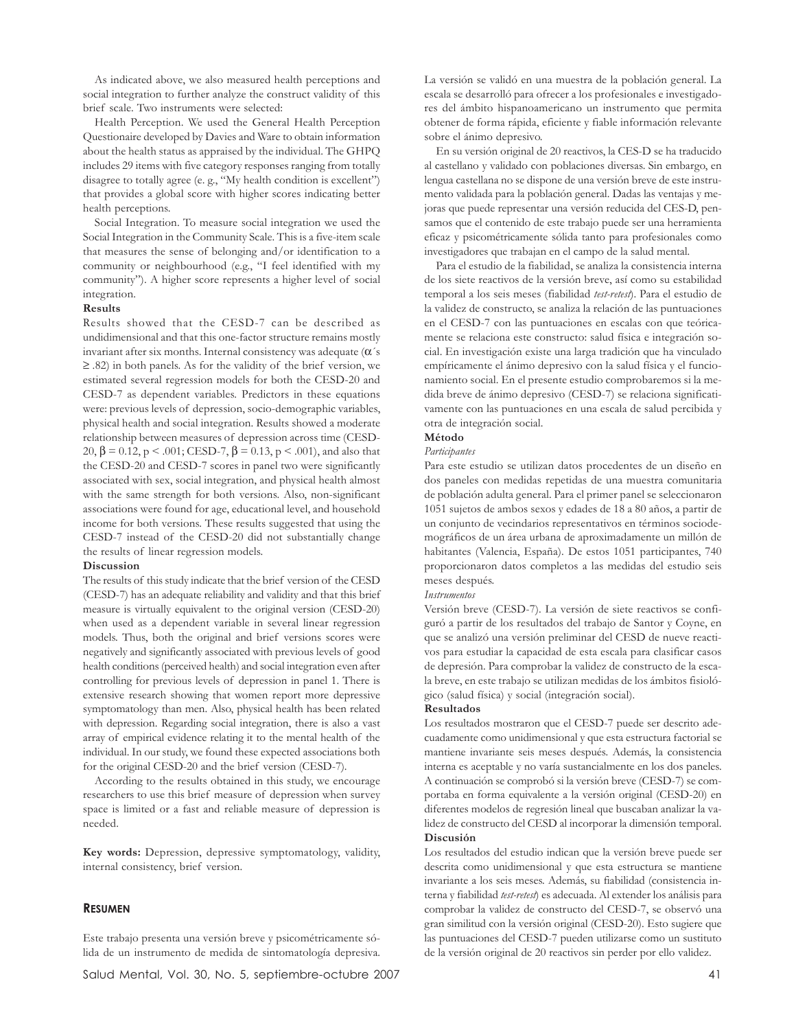As indicated above, we also measured health perceptions and social integration to further analyze the construct validity of this brief scale. Two instruments were selected:

Health Perception. We used the General Health Perception Questionaire developed by Davies and Ware to obtain information about the health status as appraised by the individual. The GHPQ includes 29 items with five category responses ranging from totally disagree to totally agree (e. g., "My health condition is excellent") that provides a global score with higher scores indicating better health perceptions.

Social Integration. To measure social integration we used the Social Integration in the Community Scale. This is a five-item scale that measures the sense of belonging and/or identification to a community or neighbourhood (e.g., "I feel identified with my community"). A higher score represents a higher level of social integration.

**Results**

Results showed that the CESD-7 can be described as undidimensional and that this one-factor structure remains mostly invariant after six months. Internal consistency was adequate ($\alpha$´s $\geq .82$) in both panels. As for the validity of the brief version, we estimated several regression models for both the CESD-20 and CESD-7 as dependent variables. Predictors in these equations were: previous levels of depression, socio-demographic variables, physical health and social integration. Results showed a moderate relationship between measures of depression across time (CESD-20, $\beta = 0.12$, $p < .001$; CESD-7, $\beta = 0.13$, $p < .001$), and also that the CESD-20 and CESD-7 scores in panel two were significantly associated with sex, social integration, and physical health almost with the same strength for both versions. Also, non-significant associations were found for age, educational level, and household income for both versions. These results suggested that using the CESD-7 instead of the CESD-20 did not substantially change the results of linear regression models.

**Discussion**

The results of this study indicate that the brief version of the CESD (CESD-7) has an adequate reliability and validity and that this brief measure is virtually equivalent to the original version (CESD-20) when used as a dependent variable in several linear regression models. Thus, both the original and brief versions scores were negatively and significantly associated with previous levels of good health conditions (perceived health) and social integration even after controlling for previous levels of depression in panel 1. There is extensive research showing that women report more depressive symptomatology than men. Also, physical health has been related with depression. Regarding social integration, there is also a vast array of empirical evidence relating it to the mental health of the individual. In our study, we found these expected associations both for the original CESD-20 and the brief version (CESD-7).

According to the results obtained in this study, we encourage researchers to use this brief measure of depression when survey space is limited or a fast and reliable measure of depression is needed.

**Key words:** Depression, depressive symptomatology, validity, internal consistency, brief version.

## RESUMEN

Este trabajo presenta una versión breve y psicométricamente sólida de un instrumento de medida de sintomatología depresiva. La versión se validó en una muestra de la población general. La escala se desarrolló para ofrecer a los profesionales e investigadores del ámbito hispanoamericano un instrumento que permita obtener de forma rápida, eficiente y fiable información relevante sobre el ánimo depresivo.

En su versión original de 20 reactivos, la CES-D se ha traducido al castellano y validado con poblaciones diversas. Sin embargo, en lengua castellana no se dispone de una versión breve de este instrumento validada para la población general. Dadas las ventajas y mejoras que puede representar una versión reducida del CES-D, pensamos que el contenido de este trabajo puede ser una herramienta eficaz y psicométricamente sólida tanto para profesionales como investigadores que trabajan en el campo de la salud mental.

Para el estudio de la fiabilidad, se analiza la consistencia interna de los siete reactivos de la versión breve, así como su estabilidad temporal a los seis meses (fiabilidad *test-retest*). Para el estudio de la validez de constructo, se analiza la relación de las puntuaciones en el CESD-7 con las puntuaciones en escalas con que teóricamente se relaciona este constructo: salud física e integración social. En investigación existe una larga tradición que ha vinculado empíricamente el ánimo depresivo con la salud física y el funcionamiento social. En el presente estudio comprobaremos si la medida breve de ánimo depresivo (CESD-7) se relaciona significativamente con las puntuaciones en una escala de salud percibida y otra de integración social.

**Método**

*Participantes*

Para este estudio se utilizan datos procedentes de un diseño en dos paneles con medidas repetidas de una muestra comunitaria de población adulta general. Para el primer panel se seleccionaron 1051 sujetos de ambos sexos y edades de 18 a 80 años, a partir de un conjunto de vecindarios representativos en términos sociodemográficos de un área urbana de aproximadamente un millón de habitantes (Valencia, España). De estos 1051 participantes, 740 proporcionaron datos completos a las medidas del estudio seis meses después.

*Instrumentos*

Versión breve (CESD-7). La versión de siete reactivos se configuró a partir de los resultados del trabajo de Santor y Coyne, en que se analizó una versión preliminar del CESD de nueve reactivos para estudiar la capacidad de esta escala para clasificar casos de depresión. Para comprobar la validez de constructo de la escala breve, en este trabajo se utilizan medidas de los ámbitos fisiológico (salud física) y social (integración social).

**Resultados**

Los resultados mostraron que el CESD-7 puede ser descrito adecuadamente como unidimensional y que esta estructura factorial se mantiene invariante seis meses después. Además, la consistencia interna es aceptable y no varía sustancialmente en los dos paneles. A continuación se comprobó si la versión breve (CESD-7) se comportaba en forma equivalente a la versión original (CESD-20) en diferentes modelos de regresión lineal que buscaban analizar la validez de constructo del CESD al incorporar la dimensión temporal.

**Discusión**

Los resultados del estudio indican que la versión breve puede ser descrita como unidimensional y que esta estructura se mantiene invariante a los seis meses. Además, su fiabilidad (consistencia interna y fiabilidad *test-retest*) es adecuada. Al extender los análisis para comprobar la validez de constructo del CESD-7, se observó una gran similitud con la versión original (CESD-20). Esto sugiere que las puntuaciones del CESD-7 pueden utilizarse como un sustituto de la versión original de 20 reactivos sin perder por ello validez.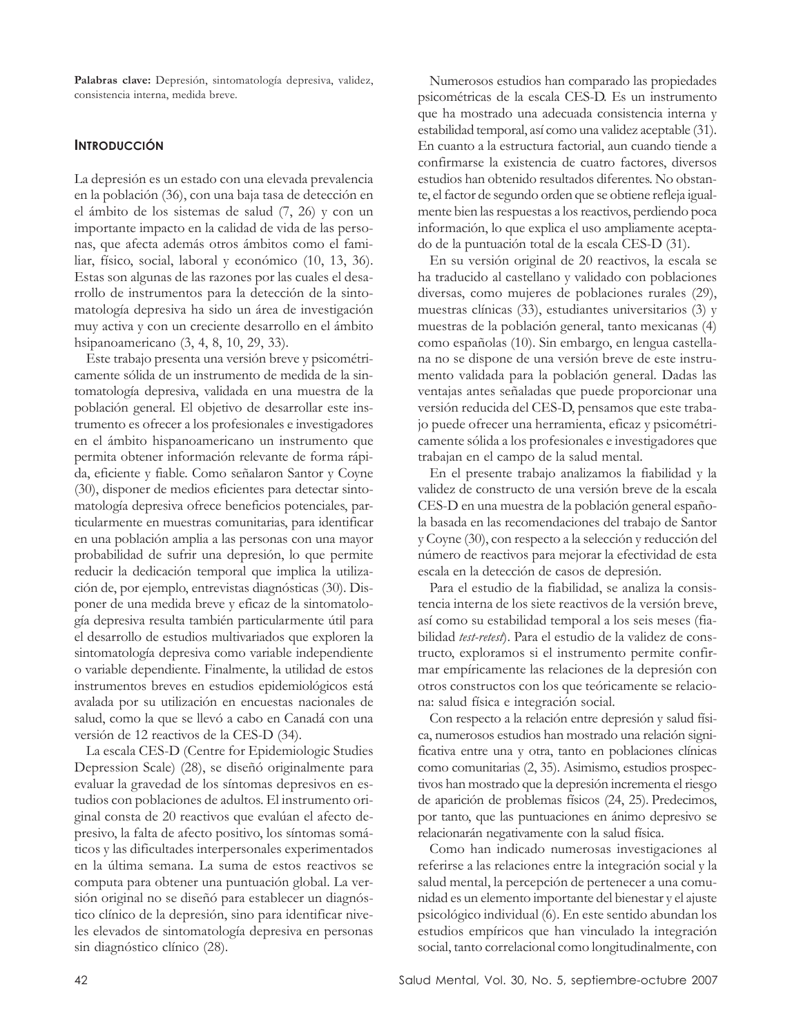**Palabras clave:** Depresión, sintomatología depresiva, validez, consistencia interna, medida breve.

## Introducción

La depresión es un estado con una elevada prevalencia en la población (36), con una baja tasa de detección en el ámbito de los sistemas de salud (7, 26) y con un importante impacto en la calidad de vida de las personas, que afecta además otros ámbitos como el familiar, físico, social, laboral y económico (10, 13, 36). Estas son algunas de las razones por las cuales el desarrollo de instrumentos para la detección de la sintomatología depresiva ha sido un área de investigación muy activa y con un creciente desarrollo en el ámbito hsipanoamericano (3, 4, 8, 10, 29, 33).

Este trabajo presenta una versión breve y psicométricamente sólida de un instrumento de medida de la sintomatología depresiva, validada en una muestra de la población general. El objetivo de desarrollar este instrumento es ofrecer a los profesionales e investigadores en el ámbito hispanoamericano un instrumento que permita obtener información relevante de forma rápida, eficiente y fiable. Como señalaron Santor y Coyne (30), disponer de medios eficientes para detectar sintomatología depresiva ofrece beneficios potenciales, particularmente en muestras comunitarias, para identificar en una población amplia a las personas con una mayor probabilidad de sufrir una depresión, lo que permite reducir la dedicación temporal que implica la utilización de, por ejemplo, entrevistas diagnósticas (30). Disponer de una medida breve y eficaz de la sintomatología depresiva resulta también particularmente útil para el desarrollo de estudios multivariados que exploren la sintomatología depresiva como variable independiente o variable dependiente. Finalmente, la utilidad de estos instrumentos breves en estudios epidemiológicos está avalada por su utilización en encuestas nacionales de salud, como la que se llevó a cabo en Canadá con una versión de 12 reactivos de la CES-D (34).

La escala CES-D (Centre for Epidemiologic Studies Depression Scale) (28), se diseñó originalmente para evaluar la gravedad de los síntomas depresivos en estudios con poblaciones de adultos. El instrumento original consta de 20 reactivos que evalúan el afecto depresivo, la falta de afecto positivo, los síntomas somáticos y las dificultades interpersonales experimentados en la última semana. La suma de estos reactivos se computa para obtener una puntuación global. La versión original no se diseñó para establecer un diagnóstico clínico de la depresión, sino para identificar niveles elevados de sintomatología depresiva en personas sin diagnóstico clínico (28).

Numerosos estudios han comparado las propiedades psicométricas de la escala CES-D. Es un instrumento que ha mostrado una adecuada consistencia interna y estabilidad temporal, así como una validez aceptable (31). En cuanto a la estructura factorial, aun cuando tiende a confirmarse la existencia de cuatro factores, diversos estudios han obtenido resultados diferentes. No obstante, el factor de segundo orden que se obtiene refleja igualmente bien las respuestas a los reactivos, perdiendo poca información, lo que explica el uso ampliamente aceptado de la puntuación total de la escala CES-D (31).

En su versión original de 20 reactivos, la escala se ha traducido al castellano y validado con poblaciones diversas, como mujeres de poblaciones rurales (29), muestras clínicas (33), estudiantes universitarios (3) y muestras de la población general, tanto mexicanas (4) como españolas (10). Sin embargo, en lengua castellana no se dispone de una versión breve de este instrumento validada para la población general. Dadas las ventajas antes señaladas que puede proporcionar una versión reducida del CES-D, pensamos que este trabajo puede ofrecer una herramienta, eficaz y psicométricamente sólida a los profesionales e investigadores que trabajan en el campo de la salud mental.

En el presente trabajo analizamos la fiabilidad y la validez de constructo de una versión breve de la escala CES-D en una muestra de la población general española basada en las recomendaciones del trabajo de Santor y Coyne (30), con respecto a la selección y reducción del número de reactivos para mejorar la efectividad de esta escala en la detección de casos de depresión.

Para el estudio de la fiabilidad, se analiza la consistencia interna de los siete reactivos de la versión breve, así como su estabilidad temporal a los seis meses (fiabilidad *test-retest*). Para el estudio de la validez de constructo, exploramos si el instrumento permite confirmar empíricamente las relaciones de la depresión con otros constructos con los que teóricamente se relaciona: salud física e integración social.

Con respecto a la relación entre depresión y salud física, numerosos estudios han mostrado una relación significativa entre una y otra, tanto en poblaciones clínicas como comunitarias (2, 35). Asimismo, estudios prospectivos han mostrado que la depresión incrementa el riesgo de aparición de problemas físicos (24, 25). Predecimos, por tanto, que las puntuaciones en ánimo depresivo se relacionarán negativamente con la salud física.

Como han indicado numerosas investigaciones al referirse a las relaciones entre la integración social y la salud mental, la percepción de pertenecer a una comunidad es un elemento importante del bienestar y el ajuste psicológico individual (6). En este sentido abundan los estudios empíricos que han vinculado la integración social, tanto correlacional como longitudinalmente, con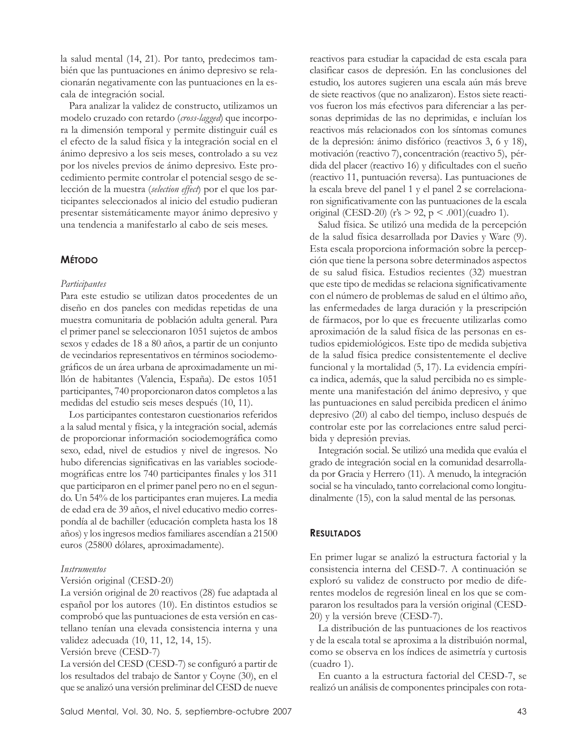la salud mental (14, 21). Por tanto, predecimos también que las puntuaciones en ánimo depresivo se relacionarán negativamente con las puntuaciones en la escala de integración social.

Para analizar la validez de constructo, utilizamos un modelo cruzado con retardo (*cross-lagged*) que incorpora la dimensión temporal y permite distinguir cuál es el efecto de la salud física y la integración social en el ánimo depresivo a los seis meses, controlado a su vez por los niveles previos de ánimo depresivo. Este procedimiento permite controlar el potencial sesgo de selección de la muestra (*selection effect*) por el que los participantes seleccionados al inicio del estudio pudieran presentar sistemáticamente mayor ánimo depresivo y una tendencia a manifestarlo al cabo de seis meses.

## MÉTODO

*Participantes*

Para este estudio se utilizan datos procedentes de un diseño en dos paneles con medidas repetidas de una muestra comunitaria de población adulta general. Para el primer panel se seleccionaron 1051 sujetos de ambos sexos y edades de 18 a 80 años, a partir de un conjunto de vecindarios representativos en términos sociodemográficos de un área urbana de aproximadamente un millón de habitantes (Valencia, España). De estos 1051 participantes, 740 proporcionaron datos completos a las medidas del estudio seis meses después (10, 11).

Los participantes contestaron cuestionarios referidos a la salud mental y física, y la integración social, además de proporcionar información sociodemográfica como sexo, edad, nivel de estudios y nivel de ingresos. No hubo diferencias significativas en las variables sociodemográficas entre los 740 participantes finales y los 311 que participaron en el primer panel pero no en el segundo. Un 54% de los participantes eran mujeres. La media de edad era de 39 años, el nivel educativo medio correspondía al de bachiller (educación completa hasta los 18 años) y los ingresos medios familiares ascendían a 21500 euros (25800 dólares, aproximadamente).

*Instrumentos*

Versión original (CESD-20)

La versión original de 20 reactivos (28) fue adaptada al español por los autores (10). En distintos estudios se comprobó que las puntuaciones de esta versión en castellano tenían una elevada consistencia interna y una validez adecuada (10, 11, 12, 14, 15).

Versión breve (CESD-7)

La versión del CESD (CESD-7) se configuró a partir de los resultados del trabajo de Santor y Coyne (30), en el que se analizó una versión preliminar del CESD de nueve reactivos para estudiar la capacidad de esta escala para clasificar casos de depresión. En las conclusiones del estudio, los autores sugieren una escala aún más breve de siete reactivos (que no analizaron). Estos siete reactivos fueron los más efectivos para diferenciar a las personas deprimidas de las no deprimidas, e incluían los reactivos más relacionados con los síntomas comunes de la depresión: ánimo disfórico (reactivos 3, 6 y 18), motivación (reactivo 7), concentración (reactivo 5), pérdida del placer (reactivo 16) y dificultades con el sueño (reactivo 11, puntuación reversa). Las puntuaciones de la escala breve del panel 1 y el panel 2 se correlacionaron significativamente con las puntuaciones de la escala original (CESD-20) (r's > 92, $p < .001$)(cuadro 1).

Salud física. Se utilizó una medida de la percepción de la salud física desarrollada por Davies y Ware (9). Esta escala proporciona información sobre la percepción que tiene la persona sobre determinados aspectos de su salud física. Estudios recientes (32) muestran que este tipo de medidas se relaciona significativamente con el número de problemas de salud en el último año, las enfermedades de larga duración y la prescripción de fármacos, por lo que es frecuente utilizarlas como aproximación de la salud física de las personas en estudios epidemiológicos. Este tipo de medida subjetiva de la salud física predice consistentemente el declive funcional y la mortalidad (5, 17). La evidencia empírica indica, además, que la salud percibida no es simplemente una manifestación del ánimo depresivo, y que las puntuaciones en salud percibida predicen el ánimo depresivo (20) al cabo del tiempo, incluso después de controlar este por las correlaciones entre salud percibida y depresión previas.

Integración social. Se utilizó una medida que evalúa el grado de integración social en la comunidad desarrollada por Gracia y Herrero (11). A menudo, la integración social se ha vinculado, tanto correlacional como longitudinalmente (15), con la salud mental de las personas.

## RESULTADOS

En primer lugar se analizó la estructura factorial y la consistencia interna del CESD-7. A continuación se exploró su validez de constructo por medio de diferentes modelos de regresión lineal en los que se compararon los resultados para la versión original (CESD-20) y la versión breve (CESD-7).

La distribución de las puntuaciones de los reactivos y de la escala total se aproxima a la distribuión normal, como se observa en los índices de asimetría y curtosis (cuadro 1).

En cuanto a la estructura factorial del CESD-7, se realizó un análisis de componentes principales con rota-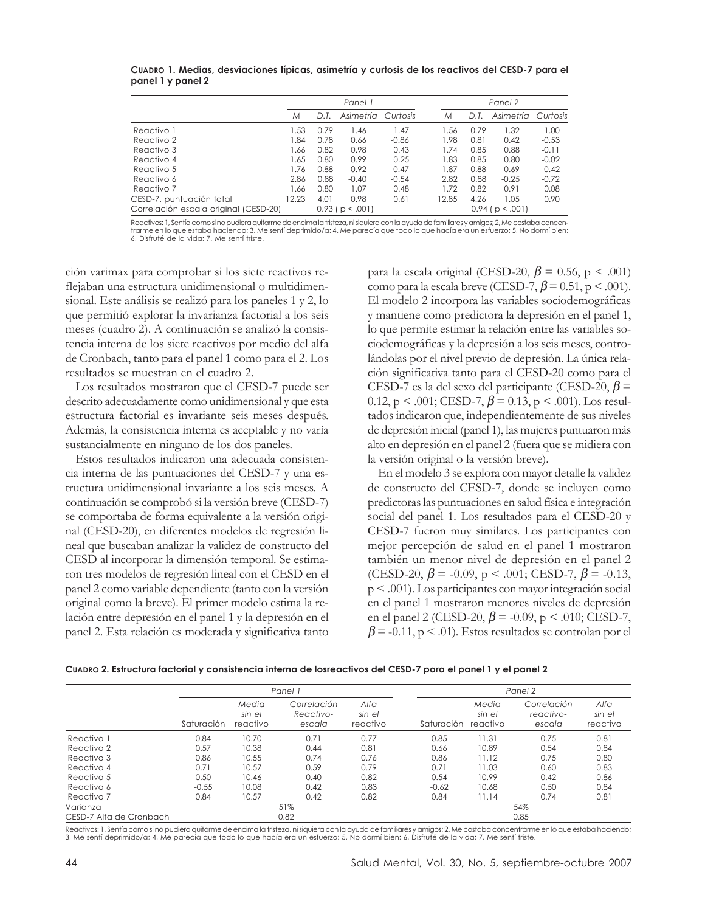**Cuadro 1. Medias, desviaciones típicas, asimetría y curtosis de los reactivos del CESD-7 para el panel 1 y panel 2**

| | Panel 1 | | | | Panel 2 | | | |
|---|---|---|---|---|---|---|---|---|
| | *M* | *D.T.* | *Asimetría* | *Curtosis* | *M* | *D.T.* | *Asimetría* | *Curtosis* |
| Reactivo 1 | 1.53 | 0.79 | 1.46 | 1.47 | 1.56 | 0.79 | 1.32 | 1.00 |
| Reactivo 2 | 1.84 | 0.78 | 0.66 | -0.86 | 1.98 | 0.81 | 0.42 | -0.53 |
| Reactivo 3 | 1.66 | 0.82 | 0.98 | 0.43 | 1.74 | 0.85 | 0.88 | -0.11 |
| Reactivo 4 | 1.65 | 0.80 | 0.99 | 0.25 | 1.83 | 0.85 | 0.80 | -0.02 |
| Reactivo 5 | 1.76 | 0.88 | 0.92 | -0.47 | 1.87 | 0.88 | 0.69 | -0.42 |
| Reactivo 6 | 2.86 | 0.88 | -0.40 | -0.54 | 2.82 | 0.88 | -0.25 | -0.72 |
| Reactivo 7 | 1.66 | 0.80 | 1.07 | 0.48 | 1.72 | 0.82 | 0.91 | 0.08 |
| CESD-7, puntuación total | 12.23 | 4.01 | 0.98 | 0.61 | 12.85 | 4.26 | 1.05 | 0.90 |
| Correlación escala original (CESD-20) | 0.93 ( p < .001) | | | | 0.94 ( p < .001) | | | |

Reactivos: 1, Sentía como si no pudiera quitarme de encima la tristeza, ni siquiera con la ayuda de familiares y amigos; 2, Me costaba concentrarme en lo que estaba haciendo; 3, Me sentí deprimido/a; 4, Me parecía que todo lo que hacía era un esfuerzo; 5, No dormí bien; 6, Disfruté de la vida; 7, Me sentí triste.

ción varimax para comprobar si los siete reactivos reflejaban una estructura unidimensional o multidimensional. Este análisis se realizó para los paneles 1 y 2, lo que permitió explorar la invarianza factorial a los seis meses (cuadro 2). A continuación se analizó la consistencia interna de los siete reactivos por medio del alfa de Cronbach, tanto para el panel 1 como para el 2. Los resultados se muestran en el cuadro 2.

Los resultados mostraron que el CESD-7 puede ser descrito adecuadamente como unidimensional y que esta estructura factorial es invariante seis meses después. Además, la consistencia interna es aceptable y no varía sustancialmente en ninguno de los dos paneles.

Estos resultados indicaron una adecuada consistencia interna de las puntuaciones del CESD-7 y una estructura unidimensional invariante a los seis meses. A continuación se comprobó si la versión breve (CESD-7) se comportaba de forma equivalente a la versión original (CESD-20), en diferentes modelos de regresión lineal que buscaban analizar la validez de constructo del CESD al incorporar la dimensión temporal. Se estimaron tres modelos de regresión lineal con el CESD en el panel 2 como variable dependiente (tanto con la versión original como la breve). El primer modelo estima la relación entre depresión en el panel 1 y la depresión en el panel 2. Esta relación es moderada y significativa tanto para la escala original (CESD-20, $\beta = 0.56$, $p < .001$) como para la escala breve (CESD-7, $\beta = 0.51$, $p < .001$). El modelo 2 incorpora las variables sociodemográficas y mantiene como predictora la depresión en el panel 1, lo que permite estimar la relación entre las variables sociodemográficas y la depresión a los seis meses, controlándolas por el nivel previo de depresión. La única relación significativa tanto para el CESD-20 como para el CESD-7 es la del sexo del participante (CESD-20, $\beta = 0.12$, $p < .001$; CESD-7, $\beta = 0.13$, $p < .001$). Los resultados indicaron que, independientemente de sus niveles de depresión inicial (panel 1), las mujeres puntuaron más alto en depresión en el panel 2 (fuera que se midiera con la versión original o la versión breve).

En el modelo 3 se explora con mayor detalle la validez de constructo del CESD-7, donde se incluyen como predictoras las puntuaciones en salud física e integración social del panel 1. Los resultados para el CESD-20 y CESD-7 fueron muy similares. Los participantes con mejor percepción de salud en el panel 1 mostraron también un menor nivel de depresión en el panel 2 (CESD-20, $\beta = -0.09$, $p < .001$; CESD-7, $\beta = -0.13$, $p < .001$). Los participantes con mayor integración social en el panel 1 mostraron menores niveles de depresión en el panel 2 (CESD-20, $\beta = -0.09$, $p < .010$; CESD-7, $\beta = -0.11$, $p < .01$). Estos resultados se controlan por el

**Cuadro 2. Estructura factorial y consistencia interna de losreactivos del CESD-7 para el panel 1 y el panel 2**

| | Panel 1 | | | | Panel 2 | | | |
|---|---|---|---|---|---|---|---|---|
| | Saturación | *Media sin el reactivo* | *Correlación Reactivo-escala* | *Alfa sin el reactivo* | Saturación | *Media sin el reactivo* | *Correlación reactivo-escala* | *Alfa sin el reactivo* |
| Reactivo 1 | 0.84 | 10.70 | 0.71 | 0.77 | 0.85 | 11.31 | 0.75 | 0.81 |
| Reactivo 2 | 0.57 | 10.38 | 0.44 | 0.81 | 0.66 | 10.89 | 0.54 | 0.84 |
| Reactivo 3 | 0.86 | 10.55 | 0.74 | 0.76 | 0.86 | 11.12 | 0.75 | 0.80 |
| Reactivo 4 | 0.71 | 10.57 | 0.59 | 0.79 | 0.71 | 11.03 | 0.60 | 0.83 |
| Reactivo 5 | 0.50 | 10.46 | 0.40 | 0.82 | 0.54 | 10.99 | 0.42 | 0.86 |
| Reactivo 6 | -0.55 | 10.08 | 0.42 | 0.83 | -0.62 | 10.68 | 0.50 | 0.84 |
| Reactivo 7 | 0.84 | 10.57 | 0.42 | 0.82 | 0.84 | 11.14 | 0.74 | 0.81 |
| Varianza | | | 51% | | | | 54% | |
| CESD-7 Alfa de Cronbach | | | 0.82 | | | | 0.85 | |

Reactivos: 1, Sentía como si no pudiera quitarme de encima la tristeza, ni siquiera con la ayuda de familiares y amigos; 2, Me costaba concentrarme en lo que estaba haciendo; 3, Me sentí deprimido/a; 4, Me parecía que todo lo que hacía era un esfuerzo; 5, No dormí bien; 6, Disfruté de la vida; 7, Me sentí triste.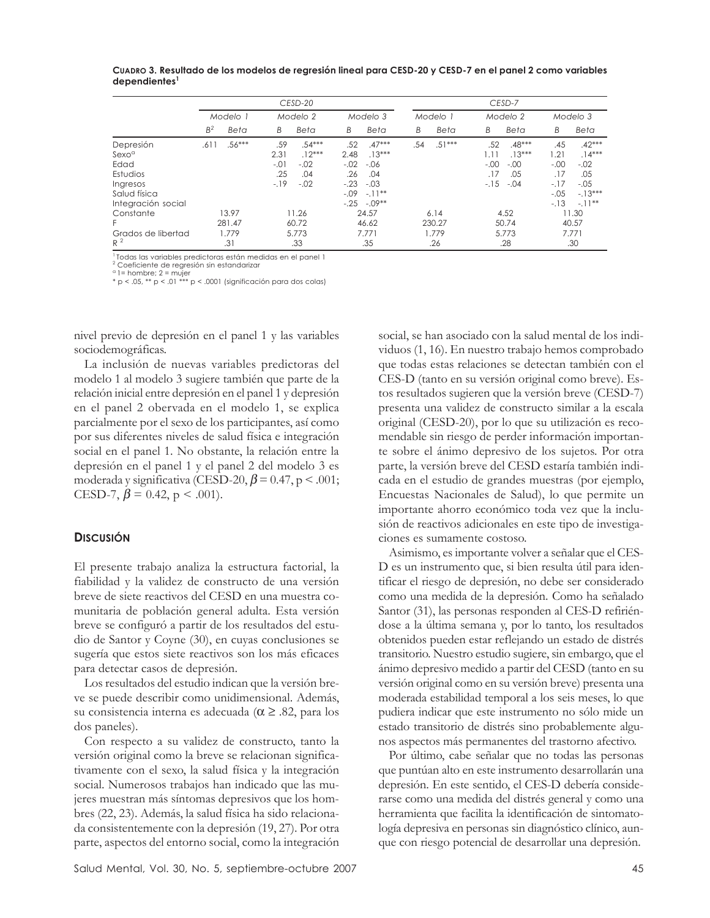**Cuadro 3. Resultado de los modelos de regresión lineal para CESD-20 y CESD-7 en el panel 2 como variables dependientes**[1]

| | *CESD-20* | | | | | | *CESD-7* | | | | | |
|---|---|---|---|---|---|---|---|---|---|---|---|---|
| | *Modelo 1* | | *Modelo 2* | | *Modelo 3* | | *Modelo 1* | | *Modelo 2* | | *Modelo 3* | |
| | *B*[2] | *Beta* | *B* | *Beta* | *B* | *Beta* | *B* | *Beta* | *B* | *Beta* | *B* | *Beta* |
| Depresión | .611 | .56*** | .59 | .54*** | .52 | .47*** | .54 | .51*** | .52 | .48*** | .45 | .42*** |
| Sexo[a] | | | 2.31 | .12*** | 2.48 | .13*** | | | 1.11 | .13*** | 1.21 | .14*** |
| Edad | | | -.01 | -.02 | -.02 | -.06 | | | -.00 | -.00 | -.00 | -.02 |
| Estudios | | | .25 | .04 | .26 | .04 | | | .17 | .05 | .17 | .05 |
| Ingresos | | | -.19 | -.02 | -.23 | -.03 | | | -.15 | -.04 | -.17 | -.05 |
| Salud física | | | | | -.09 | -.11** | | | | | -.05 | -.13*** |
| Integración social | | | | | -.25 | -.09** | | | | | -.13 | -.11** |
| Constante | 13.97 | | 11.26 | | 24.57 | | 6.14 | | 4.52 | | 11.30 | |
| F | 281.47 | | 60.72 | | 46.62 | | 230.27 | | 50.74 | | 40.57 | |
| Grados de libertad | 1.779 | | 5.773 | | 7.771 | | 1.779 | | 5.773 | | 7.771 | |
| $R^2$ | .31 | | .33 | | .35 | | .26 | | .28 | | .30 | |

[1] Todas las variables predictoras están medidas en el panel 1
[2] Coeficiente de regresión sin estandarizar
[a] 1= hombre; 2 = mujer
* p < .05, ** p < .01 *** p < .0001 (significación para dos colas)

nivel previo de depresión en el panel 1 y las variables sociodemográficas.

La inclusión de nuevas variables predictoras del modelo 1 al modelo 3 sugiere también que parte de la relación inicial entre depresión en el panel 1 y depresión en el panel 2 obervada en el modelo 1, se explica parcialmente por el sexo de los participantes, así como por sus diferentes niveles de salud física e integración social en el panel 1. No obstante, la relación entre la depresión en el panel 1 y el panel 2 del modelo 3 es moderada y significativa (CESD-20, $\beta = 0.47$, $p < .001$; CESD-7, $\beta = 0.42$, $p < .001$).

## Discusión

El presente trabajo analiza la estructura factorial, la fiabilidad y la validez de constructo de una versión breve de siete reactivos del CESD en una muestra comunitaria de población general adulta. Esta versión breve se configuró a partir de los resultados del estudio de Santor y Coyne (30), en cuyas conclusiones se sugería que estos siete reactivos son los más eficaces para detectar casos de depresión.

Los resultados del estudio indican que la versión breve se puede describir como unidimensional. Además, su consistencia interna es adecuada ($\alpha \geq .82$, para los dos paneles).

Con respecto a su validez de constructo, tanto la versión original como la breve se relacionan significativamente con el sexo, la salud física y la integración social. Numerosos trabajos han indicado que las mujeres muestran más síntomas depresivos que los hombres (22, 23). Además, la salud física ha sido relacionada consistentemente con la depresión (19, 27). Por otra parte, aspectos del entorno social, como la integración social, se han asociado con la salud mental de los individuos (1, 16). En nuestro trabajo hemos comprobado que todas estas relaciones se detectan también con el CES-D (tanto en su versión original como breve). Estos resultados sugieren que la versión breve (CESD-7) presenta una validez de constructo similar a la escala original (CESD-20), por lo que su utilización es recomendable sin riesgo de perder información importante sobre el ánimo depresivo de los sujetos. Por otra parte, la versión breve del CESD estaría también indicada en el estudio de grandes muestras (por ejemplo, Encuestas Nacionales de Salud), lo que permite un importante ahorro económico toda vez que la inclusión de reactivos adicionales en este tipo de investigaciones es sumamente costoso.

Asimismo, es importante volver a señalar que el CES-D es un instrumento que, si bien resulta útil para identificar el riesgo de depresión, no debe ser considerado como una medida de la depresión. Como ha señalado Santor (31), las personas responden al CES-D refiriéndose a la última semana y, por lo tanto, los resultados obtenidos pueden estar reflejando un estado de distrés transitorio. Nuestro estudio sugiere, sin embargo, que el ánimo depresivo medido a partir del CESD (tanto en su versión original como en su versión breve) presenta una moderada estabilidad temporal a los seis meses, lo que pudiera indicar que este instrumento no sólo mide un estado transitorio de distrés sino probablemente algunos aspectos más permanentes del trastorno afectivo.

Por último, cabe señalar que no todas las personas que puntúan alto en este instrumento desarrollarán una depresión. En este sentido, el CES-D debería considerarse como una medida del distrés general y como una herramienta que facilita la identificación de sintomatología depresiva en personas sin diagnóstico clínico, aunque con riesgo potencial de desarrollar una depresión.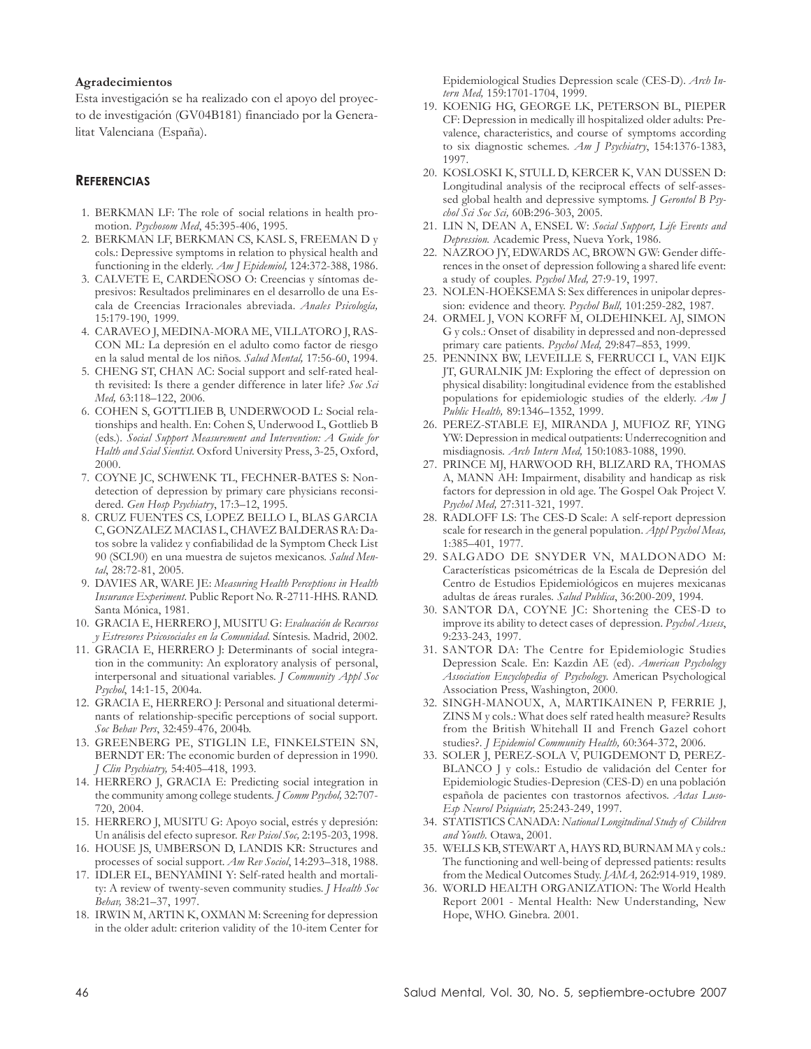**Agradecimientos**

Esta investigación se ha realizado con el apoyo del proyecto de investigación (GV04B181) financiado por la Generalitat Valenciana (España).

## REFERENCIAS

1. BERKMAN LF: The role of social relations in health promotion. *Psychosom Med*, 45:395-406, 1995.
2. BERKMAN LF, BERKMAN CS, KASL S, FREEMAN D y cols.: Depressive symptoms in relation to physical health and functioning in the elderly. *Am J Epidemiol,* 124:372-388, 1986.
3. CALVETE E, CARDEÑOSO O: Creencias y síntomas depresivos: Resultados preliminares en el desarrollo de una Escala de Creencias Irracionales abreviada. *Anales Psicología,* 15:179-190, 1999.
4. CARAVEO J, MEDINA-MORA ME, VILLATORO J, RASCON ML: La depresión en el adulto como factor de riesgo en la salud mental de los niños. *Salud Mental,* 17:56-60, 1994.
5. CHENG ST, CHAN AC: Social support and self-rated health revisited: Is there a gender difference in later life? *Soc Sci Med,* 63:118–122, 2006.
6. COHEN S, GOTTLIEB B, UNDERWOOD L: Social relationships and health. En: Cohen S, Underwood L, Gottlieb B (eds.). *Social Support Measurement and Intervention: A Guide for Halth and Scial Sientist.* Oxford University Press, 3-25, Oxford, 2000.
7. COYNE JC, SCHWENK TL, FECHNER-BATES S: Nondetection of depression by primary care physicians reconsidered. *Gen Hosp Psychiatry*, 17:3–12, 1995.
8. CRUZ FUENTES CS, LOPEZ BELLO L, BLAS GARCIA C, GONZALEZ MACIAS L, CHAVEZ BALDERAS RA: Datos sobre la validez y confiabilidad de la Symptom Check List 90 (SCL90) en una muestra de sujetos mexicanos. *Salud Mental*, 28:72-81, 2005.
9. DAVIES AR, WARE JE: *Measuring Health Perceptions in Health Insurance Experiment.* Public Report No. R-2711-HHS. RAND. Santa Mónica, 1981.
10. GRACIA E, HERRERO J, MUSITU G: *Evaluación de Recursos y Estresores Psicosociales en la Comunidad*. Síntesis. Madrid, 2002.
11. GRACIA E, HERRERO J: Determinants of social integration in the community: An exploratory analysis of personal, interpersonal and situational variables. *J Community Appl Soc Psychol*, 14:1-15, 2004a.
12. GRACIA E, HERRERO J: Personal and situational determinants of relationship-specific perceptions of social support. *Soc Behav Pers*, 32:459-476, 2004b.
13. GREENBERG PE, STIGLIN LE, FINKELSTEIN SN, BERNDT ER: The economic burden of depression in 1990. *J Clin Psychiatry,* 54:405–418, 1993.
14. HERRERO J, GRACIA E: Predicting social integration in the community among college students. *J Comm Psychol,* 32:707-720, 2004.
15. HERRERO J, MUSITU G: Apoyo social, estrés y depresión: Un análisis del efecto supresor. *Rev Psicol Soc,* 2:195-203, 1998.
16. HOUSE JS, UMBERSON D, LANDIS KR: Structures and processes of social support. *Am Rev Sociol*, 14:293–318, 1988.
17. IDLER EL, BENYAMINI Y: Self-rated health and mortality: A review of twenty-seven community studies. *J Health Soc Behav,* 38:21–37, 1997.
18. IRWIN M, ARTIN K, OXMAN M: Screening for depression in the older adult: criterion validity of the 10-item Center for Epidemiological Studies Depression scale (CES-D). *Arch Intern Med,* 159:1701-1704, 1999.
19. KOENIG HG, GEORGE LK, PETERSON BL, PIEPER CF: Depression in medically ill hospitalized older adults: Prevalence, characteristics, and course of symptoms according to six diagnostic schemes. *Am J Psychiatry*, 154:1376-1383, 1997.
20. KOSLOSKI K, STULL D, KERCER K, VAN DUSSEN D: Longitudinal analysis of the reciprocal effects of self-assessed global health and depressive symptoms. *J Gerontol B Psychol Sci Soc Sci,* 60B:296-303, 2005.
21. LIN N, DEAN A, ENSEL W: *Social Support, Life Events and Depression.* Academic Press, Nueva York, 1986.
22. NAZROO JY, EDWARDS AC, BROWN GW: Gender differences in the onset of depression following a shared life event: a study of couples. *Psychol Med,* 27:9-19, 1997.
23. NOLEN-HOEKSEMA S: Sex differences in unipolar depression: evidence and theory. *Psychol Bull,* 101:259-282, 1987.
24. ORMEL J, VON KORFF M, OLDEHINKEL AJ, SIMON G y cols.: Onset of disability in depressed and non-depressed primary care patients. *Psychol Med,* 29:847–853, 1999.
25. PENNINX BW, LEVEILLE S, FERRUCCI L, VAN EIJK JT, GURALNIK JM: Exploring the effect of depression on physical disability: longitudinal evidence from the established populations for epidemiologic studies of the elderly. *Am J Public Health,* 89:1346–1352, 1999.
26. PEREZ-STABLE EJ, MIRANDA J, MUFIOZ RF, YING YW: Depression in medical outpatients: Underrecognition and misdiagnosis. *Arch Intern Med,* 150:1083-1088, 1990.
27. PRINCE MJ, HARWOOD RH, BLIZARD RA, THOMAS A, MANN AH: Impairment, disability and handicap as risk factors for depression in old age. The Gospel Oak Project V. *Psychol Med,* 27:311-321, 1997.
28. RADLOFF LS: The CES-D Scale: A self-report depression scale for research in the general population. *Appl Psychol Meas,* 1:385–401, 1977.
29. SALGADO DE SNYDER VN, MALDONADO M: Características psicométricas de la Escala de Depresión del Centro de Estudios Epidemiológicos en mujeres mexicanas adultas de áreas rurales. *Salud Publica*, 36:200-209, 1994.
30. SANTOR DA, COYNE JC: Shortening the CES-D to improve its ability to detect cases of depression. *Psychol Assess*, 9:233-243, 1997.
31. SANTOR DA: The Centre for Epidemiologic Studies Depression Scale. En: Kazdin AE (ed). *American Psychology Association Encyclopedia of Psychology.* American Psychological Association Press, Washington, 2000.
32. SINGH-MANOUX, A, MARTIKAINEN P, FERRIE J, ZINS M y cols.: What does self rated health measure? Results from the British Whitehall II and French Gazel cohort studies?. *J Epidemiol Community Health,* 60:364-372, 2006.
33. SOLER J, PEREZ-SOLA V, PUIGDEMONT D, PEREZ-BLANCO J y cols.: Estudio de validación del Center for Epidemiologic Studies-Depresion (CES-D) en una población española de pacientes con trastornos afectivos. *Actas Luso-Esp Neurol Psiquiatr,* 25:243-249, 1997.
34. STATISTICS CANADA: *National Longitudinal Study of Children and Youth.* Otawa, 2001.
35. WELLS KB, STEWART A, HAYS RD, BURNAM MA y cols.: The functioning and well-being of depressed patients: results from the Medical Outcomes Study. *JAMA,* 262:914-919, 1989.
36. WORLD HEALTH ORGANIZATION: The World Health Report 2001 - Mental Health: New Understanding, New Hope, WHO. Ginebra. 2001.